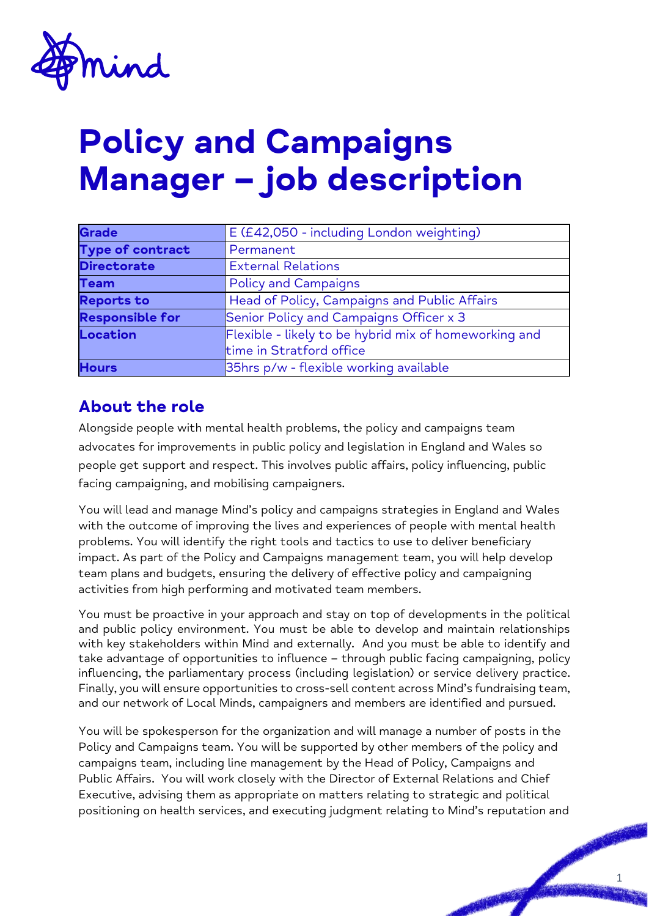# Policy and Campaigns Manager – job description

| | |
|---|---|
| **Grade** | E (£42,050 - including London weighting) |
| **Type of contract** | Permanent |
| **Directorate** | External Relations |
| **Team** | Policy and Campaigns |
| **Reports to** | Head of Policy, Campaigns and Public Affairs |
| **Responsible for** | Senior Policy and Campaigns Officer x 3 |
| **Location** | Flexible - likely to be hybrid mix of homeworking and time in Stratford office |
| **Hours** | 35hrs p/w - flexible working available |

## About the role

Alongside people with mental health problems, the policy and campaigns team advocates for improvements in public policy and legislation in England and Wales so people get support and respect. This involves public affairs, policy influencing, public facing campaigning, and mobilising campaigners.

You will lead and manage Mind's policy and campaigns strategies in England and Wales with the outcome of improving the lives and experiences of people with mental health problems. You will identify the right tools and tactics to use to deliver beneficiary impact. As part of the Policy and Campaigns management team, you will help develop team plans and budgets, ensuring the delivery of effective policy and campaigning activities from high performing and motivated team members.

You must be proactive in your approach and stay on top of developments in the political and public policy environment. You must be able to develop and maintain relationships with key stakeholders within Mind and externally. And you must be able to identify and take advantage of opportunities to influence – through public facing campaigning, policy influencing, the parliamentary process (including legislation) or service delivery practice. Finally, you will ensure opportunities to cross-sell content across Mind's fundraising team, and our network of Local Minds, campaigners and members are identified and pursued.

You will be spokesperson for the organization and will manage a number of posts in the Policy and Campaigns team. You will be supported by other members of the policy and campaigns team, including line management by the Head of Policy, Campaigns and Public Affairs. You will work closely with the Director of External Relations and Chief Executive, advising them as appropriate on matters relating to strategic and political positioning on health services, and executing judgment relating to Mind's reputation and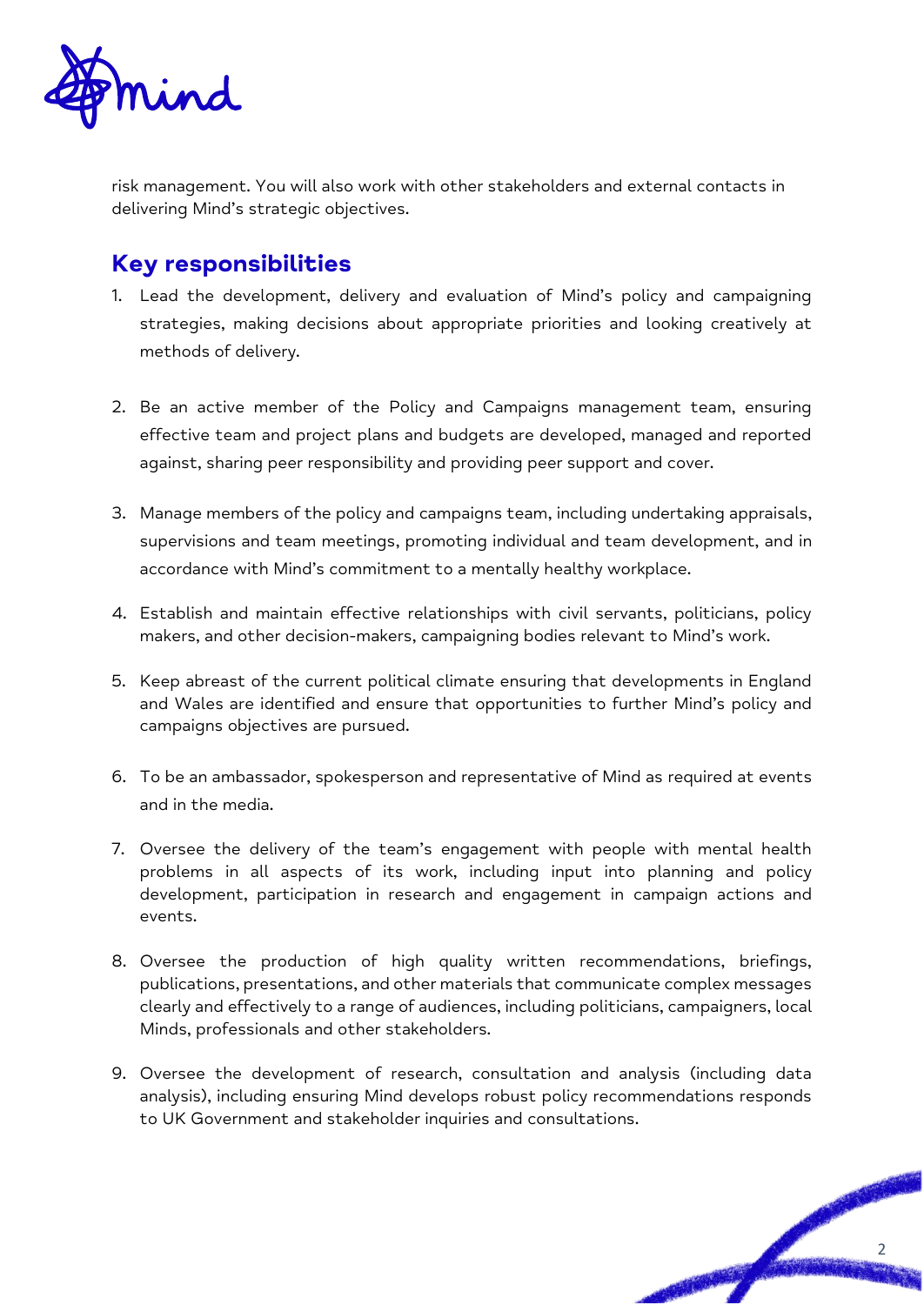risk management. You will also work with other stakeholders and external contacts in delivering Mind's strategic objectives.

## Key responsibilities

1. Lead the development, delivery and evaluation of Mind's policy and campaigning strategies, making decisions about appropriate priorities and looking creatively at methods of delivery.

2. Be an active member of the Policy and Campaigns management team, ensuring effective team and project plans and budgets are developed, managed and reported against, sharing peer responsibility and providing peer support and cover.

3. Manage members of the policy and campaigns team, including undertaking appraisals, supervisions and team meetings, promoting individual and team development, and in accordance with Mind's commitment to a mentally healthy workplace.

4. Establish and maintain effective relationships with civil servants, politicians, policy makers, and other decision-makers, campaigning bodies relevant to Mind's work.

5. Keep abreast of the current political climate ensuring that developments in England and Wales are identified and ensure that opportunities to further Mind's policy and campaigns objectives are pursued.

6. To be an ambassador, spokesperson and representative of Mind as required at events and in the media.

7. Oversee the delivery of the team's engagement with people with mental health problems in all aspects of its work, including input into planning and policy development, participation in research and engagement in campaign actions and events.

8. Oversee the production of high quality written recommendations, briefings, publications, presentations, and other materials that communicate complex messages clearly and effectively to a range of audiences, including politicians, campaigners, local Minds, professionals and other stakeholders.

9. Oversee the development of research, consultation and analysis (including data analysis), including ensuring Mind develops robust policy recommendations responds to UK Government and stakeholder inquiries and consultations.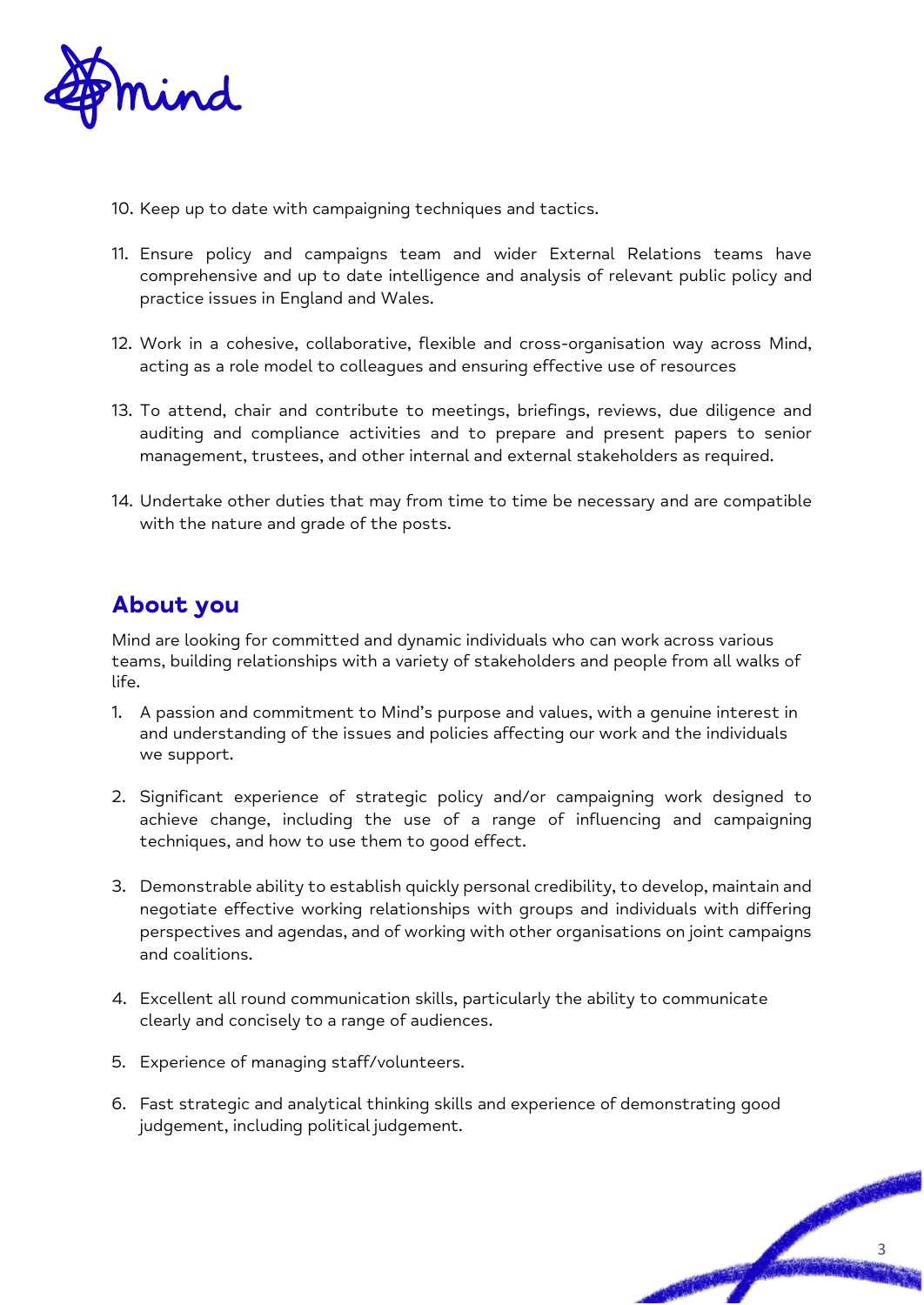10. Keep up to date with campaigning techniques and tactics.

11. Ensure policy and campaigns team and wider External Relations teams have comprehensive and up to date intelligence and analysis of relevant public policy and practice issues in England and Wales.

12. Work in a cohesive, collaborative, flexible and cross-organisation way across Mind, acting as a role model to colleagues and ensuring effective use of resources

13. To attend, chair and contribute to meetings, briefings, reviews, due diligence and auditing and compliance activities and to prepare and present papers to senior management, trustees, and other internal and external stakeholders as required.

14. Undertake other duties that may from time to time be necessary and are compatible with the nature and grade of the posts.

## About you

Mind are looking for committed and dynamic individuals who can work across various teams, building relationships with a variety of stakeholders and people from all walks of life.

1. A passion and commitment to Mind's purpose and values, with a genuine interest in and understanding of the issues and policies affecting our work and the individuals we support.

2. Significant experience of strategic policy and/or campaigning work designed to achieve change, including the use of a range of influencing and campaigning techniques, and how to use them to good effect.

3. Demonstrable ability to establish quickly personal credibility, to develop, maintain and negotiate effective working relationships with groups and individuals with differing perspectives and agendas, and of working with other organisations on joint campaigns and coalitions.

4. Excellent all round communication skills, particularly the ability to communicate clearly and concisely to a range of audiences.

5. Experience of managing staff/volunteers.

6. Fast strategic and analytical thinking skills and experience of demonstrating good judgement, including political judgement.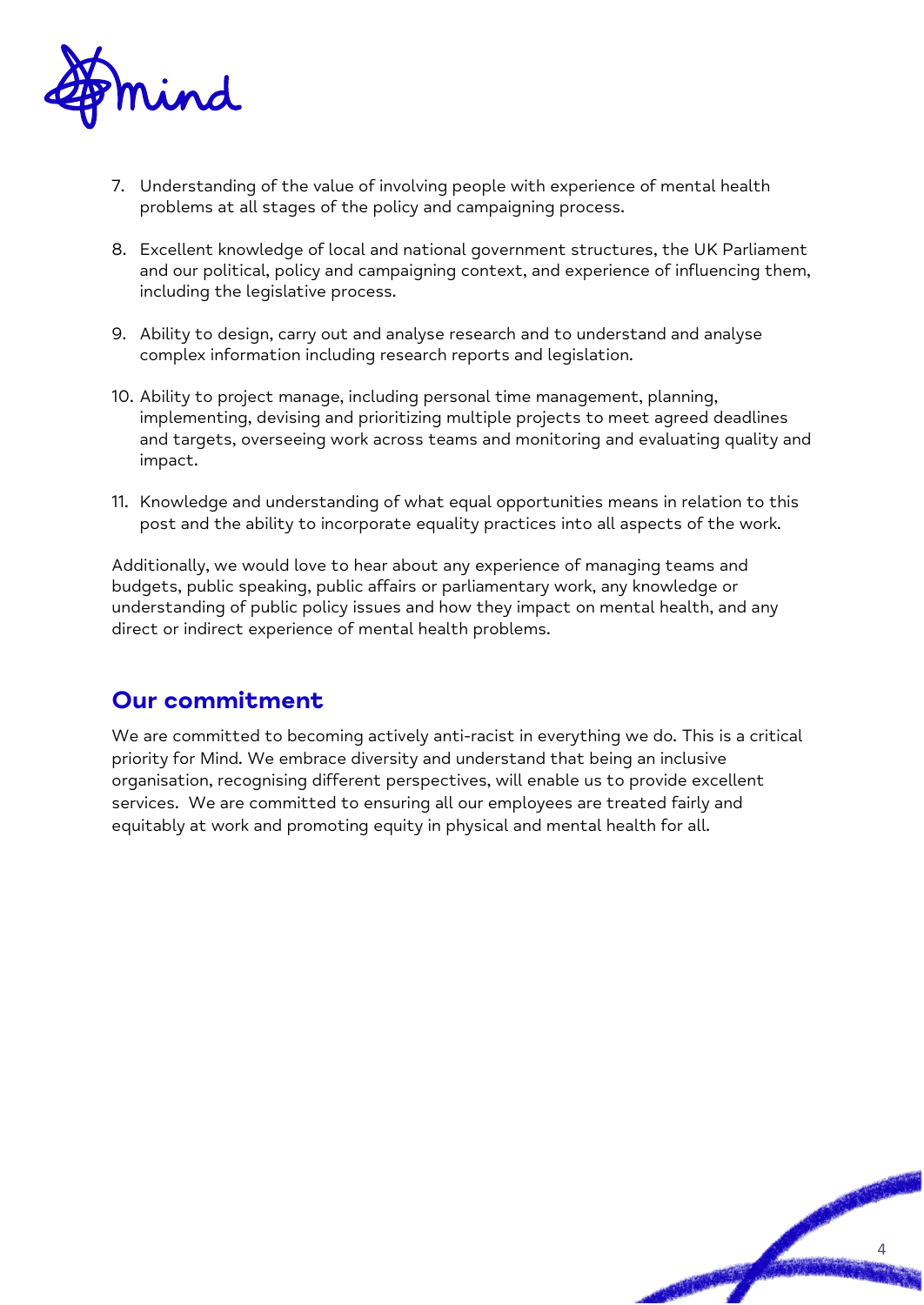7. Understanding of the value of involving people with experience of mental health problems at all stages of the policy and campaigning process.

8. Excellent knowledge of local and national government structures, the UK Parliament and our political, policy and campaigning context, and experience of influencing them, including the legislative process.

9. Ability to design, carry out and analyse research and to understand and analyse complex information including research reports and legislation.

10. Ability to project manage, including personal time management, planning, implementing, devising and prioritizing multiple projects to meet agreed deadlines and targets, overseeing work across teams and monitoring and evaluating quality and impact.

11. Knowledge and understanding of what equal opportunities means in relation to this post and the ability to incorporate equality practices into all aspects of the work.

Additionally, we would love to hear about any experience of managing teams and budgets, public speaking, public affairs or parliamentary work, any knowledge or understanding of public policy issues and how they impact on mental health, and any direct or indirect experience of mental health problems.

## Our commitment

We are committed to becoming actively anti-racist in everything we do. This is a critical priority for Mind. We embrace diversity and understand that being an inclusive organisation, recognising different perspectives, will enable us to provide excellent services. We are committed to ensuring all our employees are treated fairly and equitably at work and promoting equity in physical and mental health for all.